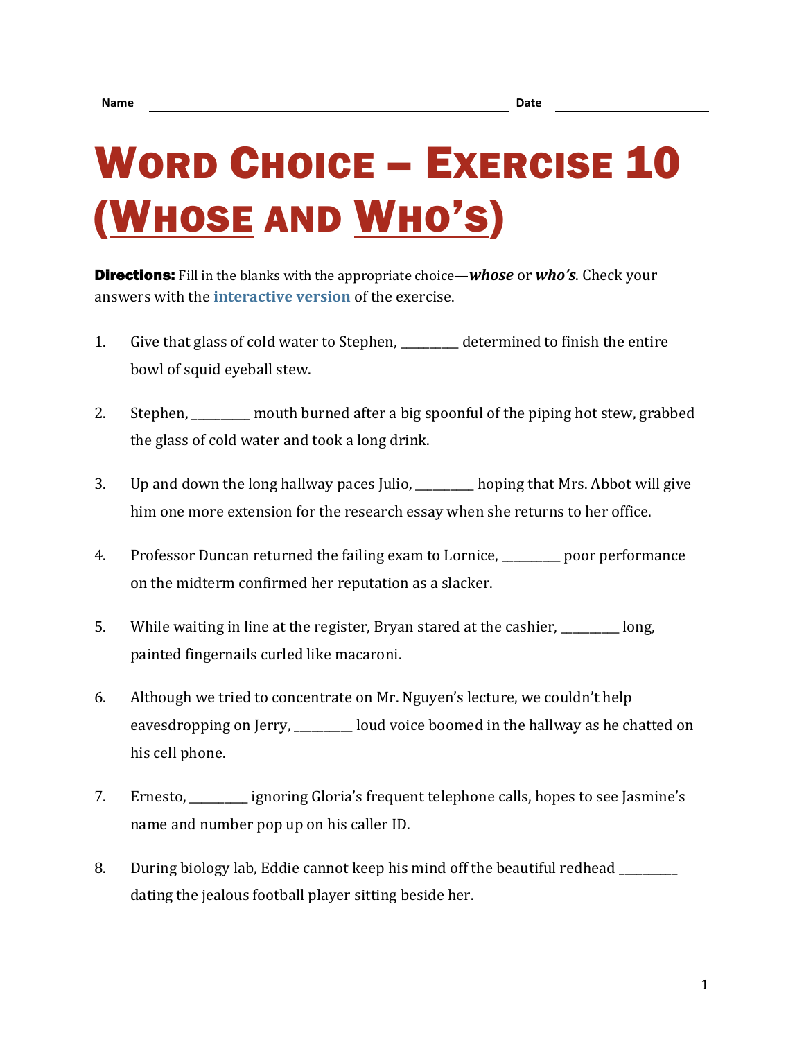Name ______________________________ Date ______________

# Word Choice – Exercise 10 (Whose and Who's)

**Directions:** Fill in the blanks with the appropriate choice—***whose*** or ***who's***. Check your answers with the **interactive version** of the exercise.

1. Give that glass of cold water to Stephen, _________ determined to finish the entire bowl of squid eyeball stew.

2. Stephen, _________ mouth burned after a big spoonful of the piping hot stew, grabbed the glass of cold water and took a long drink.

3. Up and down the long hallway paces Julio, _________ hoping that Mrs. Abbot will give him one more extension for the research essay when she returns to her office.

4. Professor Duncan returned the failing exam to Lornice, _________ poor performance on the midterm confirmed her reputation as a slacker.

5. While waiting in line at the register, Bryan stared at the cashier, _________ long, painted fingernails curled like macaroni.

6. Although we tried to concentrate on Mr. Nguyen's lecture, we couldn't help eavesdropping on Jerry, _________ loud voice boomed in the hallway as he chatted on his cell phone.

7. Ernesto, _________ ignoring Gloria's frequent telephone calls, hopes to see Jasmine's name and number pop up on his caller ID.

8. During biology lab, Eddie cannot keep his mind off the beautiful redhead _________ dating the jealous football player sitting beside her.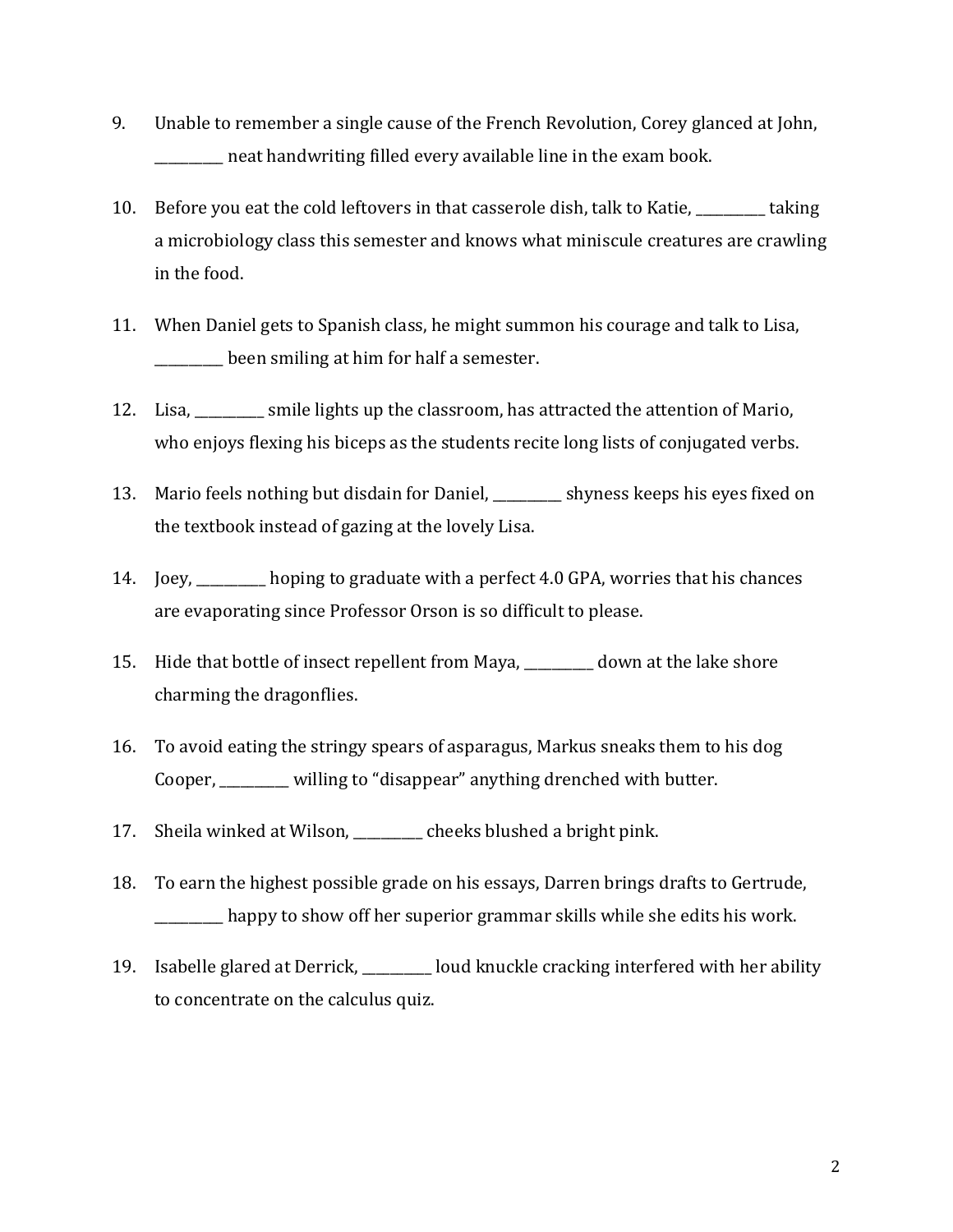9. Unable to remember a single cause of the French Revolution, Corey glanced at John, __________ neat handwriting filled every available line in the exam book.

10. Before you eat the cold leftovers in that casserole dish, talk to Katie, __________ taking a microbiology class this semester and knows what miniscule creatures are crawling in the food.

11. When Daniel gets to Spanish class, he might summon his courage and talk to Lisa, __________ been smiling at him for half a semester.

12. Lisa, __________ smile lights up the classroom, has attracted the attention of Mario, who enjoys flexing his biceps as the students recite long lists of conjugated verbs.

13. Mario feels nothing but disdain for Daniel, __________ shyness keeps his eyes fixed on the textbook instead of gazing at the lovely Lisa.

14. Joey, __________ hoping to graduate with a perfect 4.0 GPA, worries that his chances are evaporating since Professor Orson is so difficult to please.

15. Hide that bottle of insect repellent from Maya, __________ down at the lake shore charming the dragonflies.

16. To avoid eating the stringy spears of asparagus, Markus sneaks them to his dog Cooper, __________ willing to "disappear" anything drenched with butter.

17. Sheila winked at Wilson, __________ cheeks blushed a bright pink.

18. To earn the highest possible grade on his essays, Darren brings drafts to Gertrude, __________ happy to show off her superior grammar skills while she edits his work.

19. Isabelle glared at Derrick, __________ loud knuckle cracking interfered with her ability to concentrate on the calculus quiz.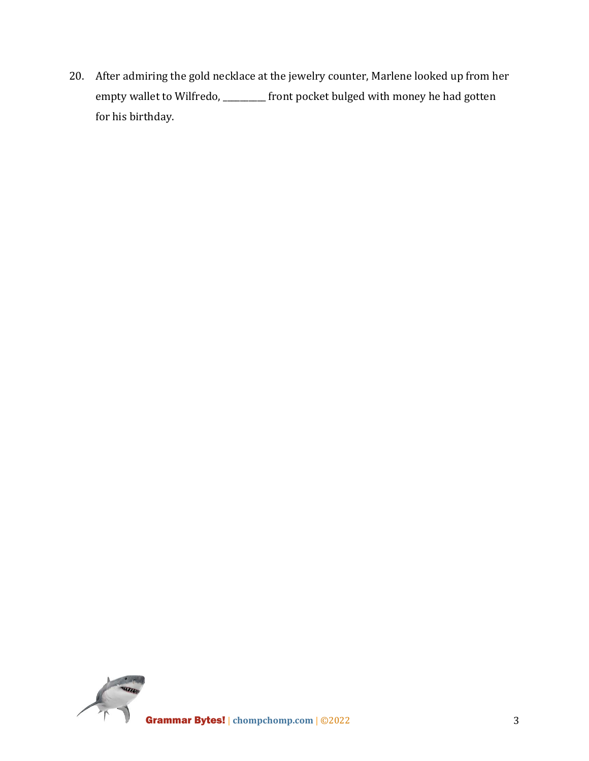20. After admiring the gold necklace at the jewelry counter, Marlene looked up from her empty wallet to Wilfredo, _________ front pocket bulged with money he had gotten for his birthday.